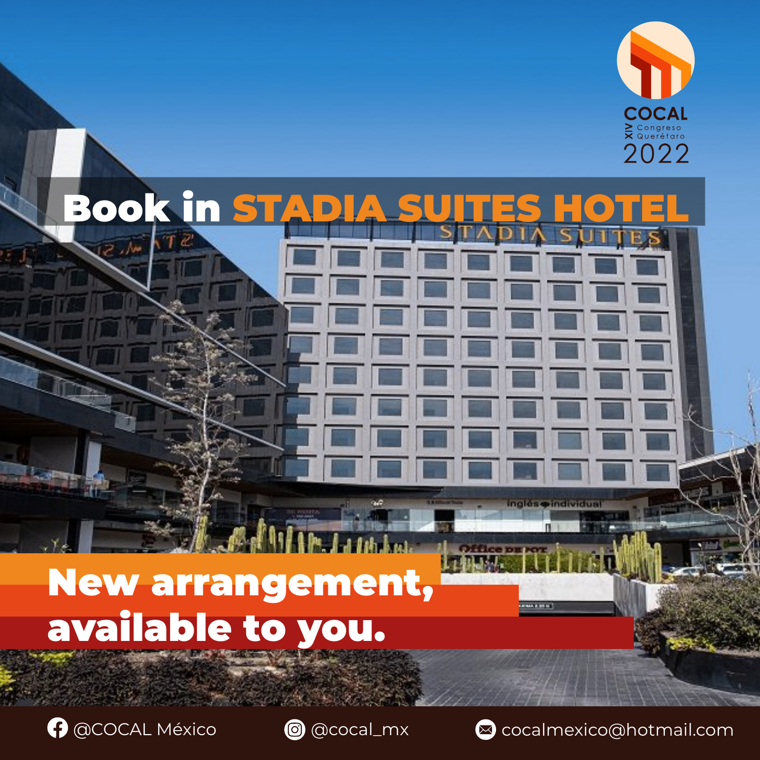COCAL

XIV Congreso Querétaro

2022

# Book in STADIA SUITES HOTEL

## New arrangement, available to you.

@COCAL México

@cocal_mx

cocalmexico@hotmail.com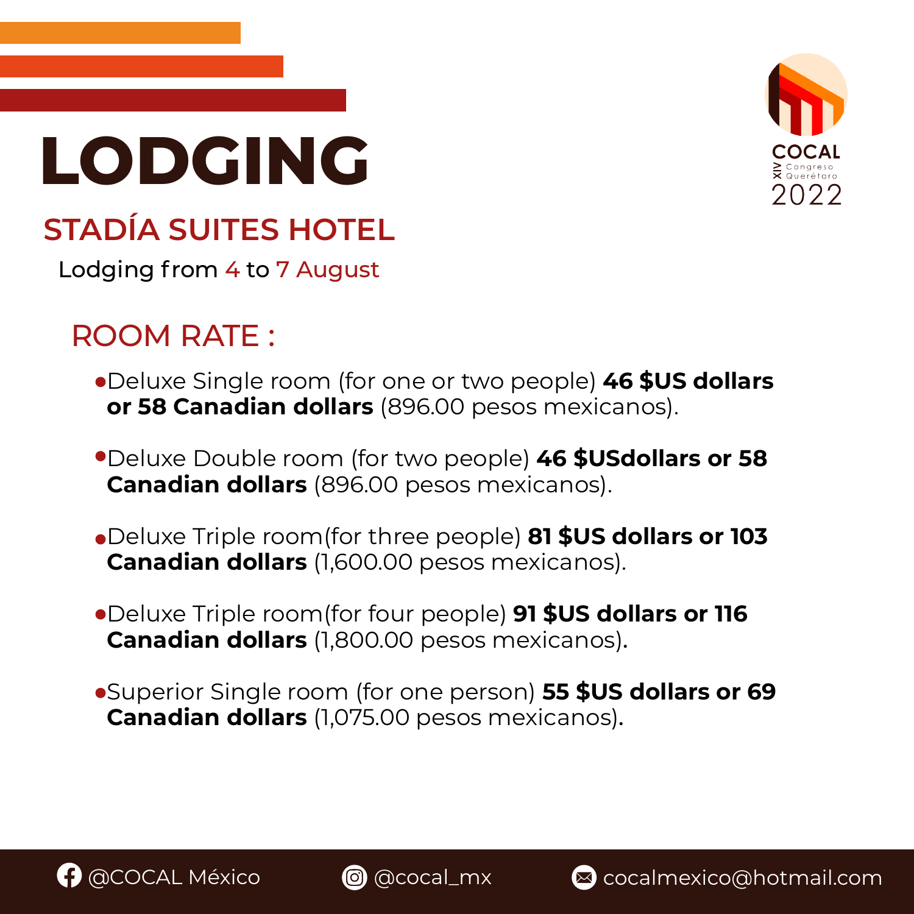# LODGING

COCAL XIV Congreso Querétaro 2022

## STADÍA SUITES HOTEL

Lodging from 4 to 7 August

### ROOM RATE :

- Deluxe Single room (for one or two people) **46 $US dollars or 58 Canadian dollars** (896.00 pesos mexicanos).
- Deluxe Double room (for two people) **46 $USdollars or 58 Canadian dollars** (896.00 pesos mexicanos).
- Deluxe Triple room(for three people) **81 $US dollars or 103 Canadian dollars** (1,600.00 pesos mexicanos).
- Deluxe Triple room(for four people) **91 $US dollars or 116 Canadian dollars** (1,800.00 pesos mexicanos).
- Superior Single room (for one person) **55 $US dollars or 69 Canadian dollars** (1,075.00 pesos mexicanos).

@COCAL México @cocal_mx cocalmexico@hotmail.com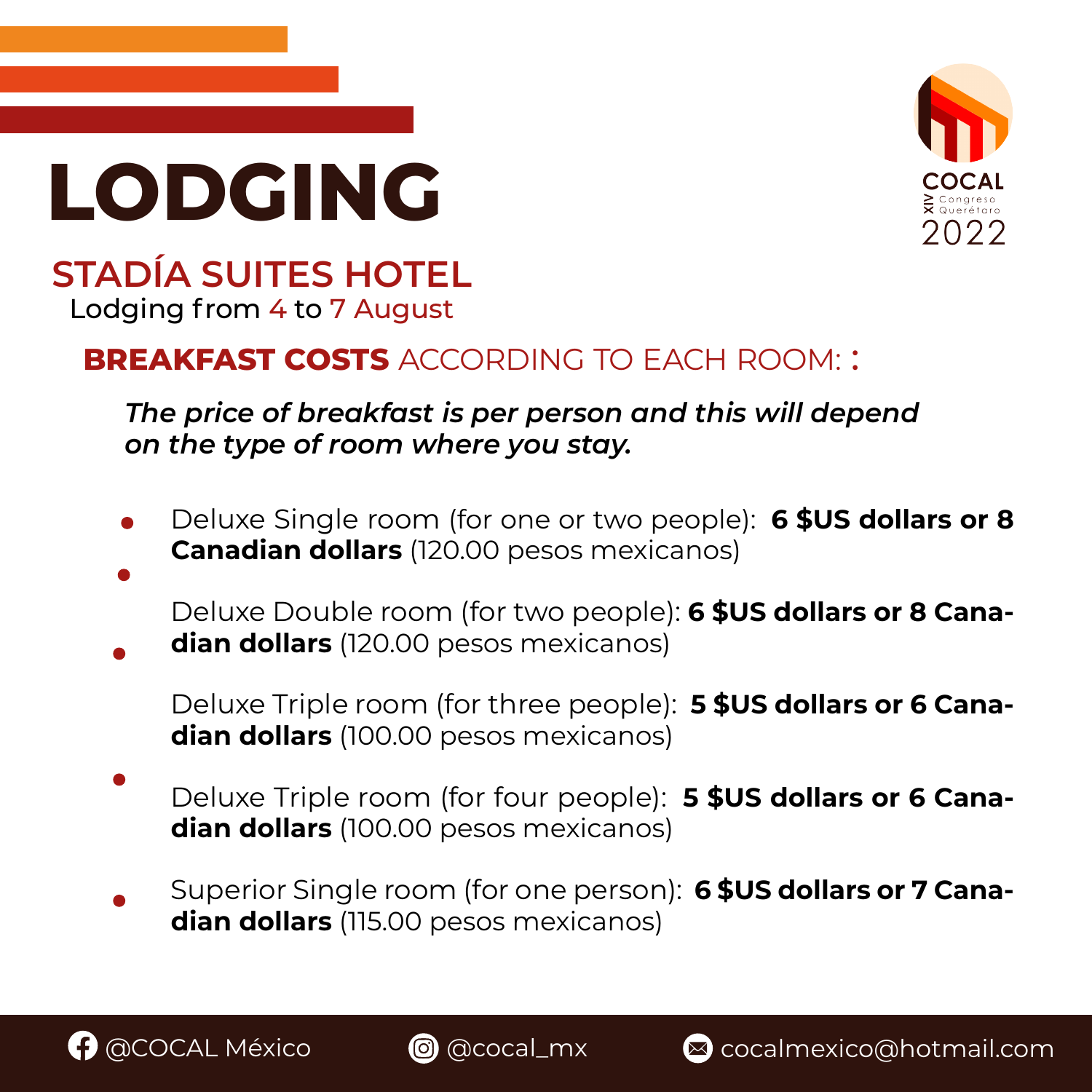# LODGING

## STADÍA SUITES HOTEL

Lodging from 4 to 7 August

### **BREAKFAST COSTS** ACCORDING TO EACH ROOM: :

***The price of breakfast is per person and this will depend on the type of room where you stay.***

- Deluxe Single room (for one or two people): **6 $US dollars or 8 Canadian dollars** (120.00 pesos mexicanos)
- Deluxe Double room (for two people): **6 $US dollars or 8 Canadian dollars** (120.00 pesos mexicanos)
- Deluxe Triple room (for three people): **5 $US dollars or 6 Canadian dollars** (100.00 pesos mexicanos)
- Deluxe Triple room (for four people): **5 $US dollars or 6 Canadian dollars** (100.00 pesos mexicanos)
- Superior Single room (for one person): **6 $US dollars or 7 Canadian dollars** (115.00 pesos mexicanos)

@COCAL México @cocal_mx cocalmexico@hotmail.com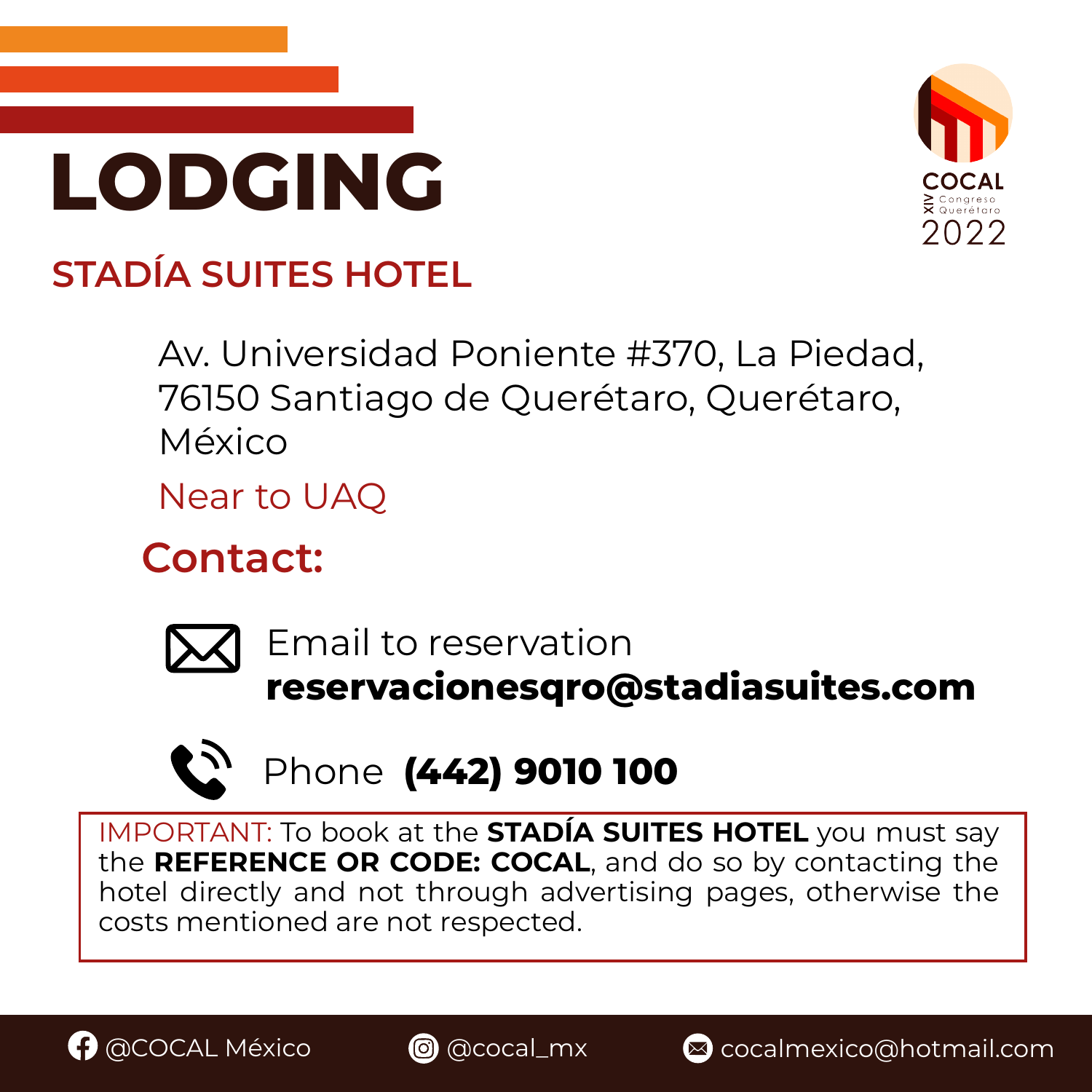# LODGING

COCAL
XIV Congreso Querétaro
2022

## STADÍA SUITES HOTEL

Av. Universidad Poniente #370, La Piedad,
76150 Santiago de Querétaro, Querétaro,
México

Near to UAQ

### Contact:

Email to reservation
**reservacionesqro@stadiasuites.com**

Phone **(442) 9010 100**

IMPORTANT: To book at the **STADÍA SUITES HOTEL** you must say the **REFERENCE OR CODE: COCAL**, and do so by contacting the hotel directly and not through advertising pages, otherwise the costs mentioned are not respected.

@COCAL México @cocal_mx cocalmexico@hotmail.com